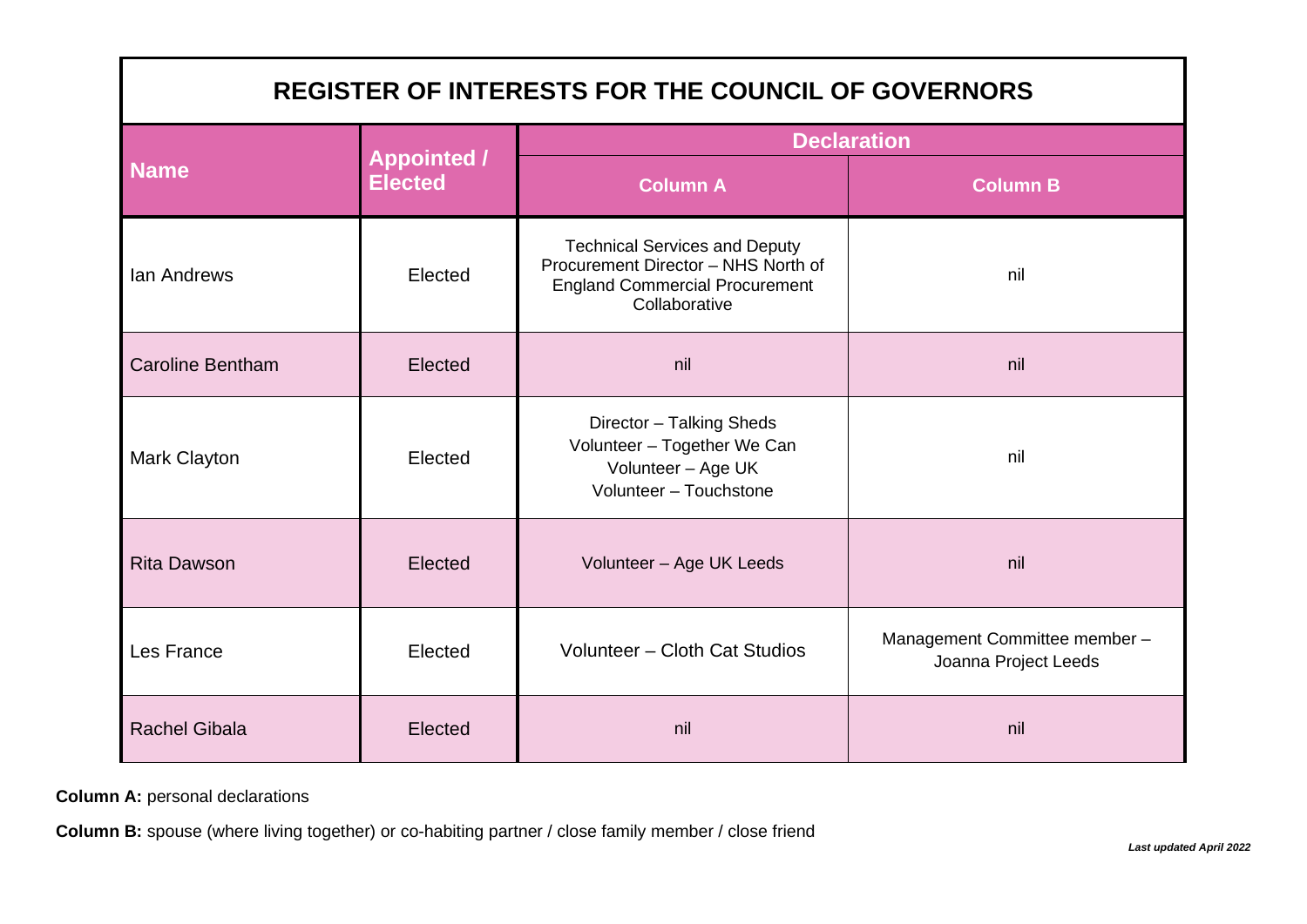# REGISTER OF INTERESTS FOR THE COUNCIL OF GOVERNORS

| Name | Appointed / Elected | Declaration | |
|---|---|---|---|
| | | Column A | Column B |
| Ian Andrews | Elected | Technical Services and Deputy Procurement Director – NHS North of England Commercial Procurement Collaborative | nil |
| Caroline Bentham | Elected | nil | nil |
| Mark Clayton | Elected | Director – Talking Sheds<br>Volunteer – Together We Can<br>Volunteer – Age UK<br>Volunteer – Touchstone | nil |
| Rita Dawson | Elected | Volunteer – Age UK Leeds | nil |
| Les France | Elected | Volunteer – Cloth Cat Studios | Management Committee member – Joanna Project Leeds |
| Rachel Gibala | Elected | nil | nil |

**Column A:** personal declarations

**Column B:** spouse (where living together) or co-habiting partner / close family member / close friend

***Last updated April 2022***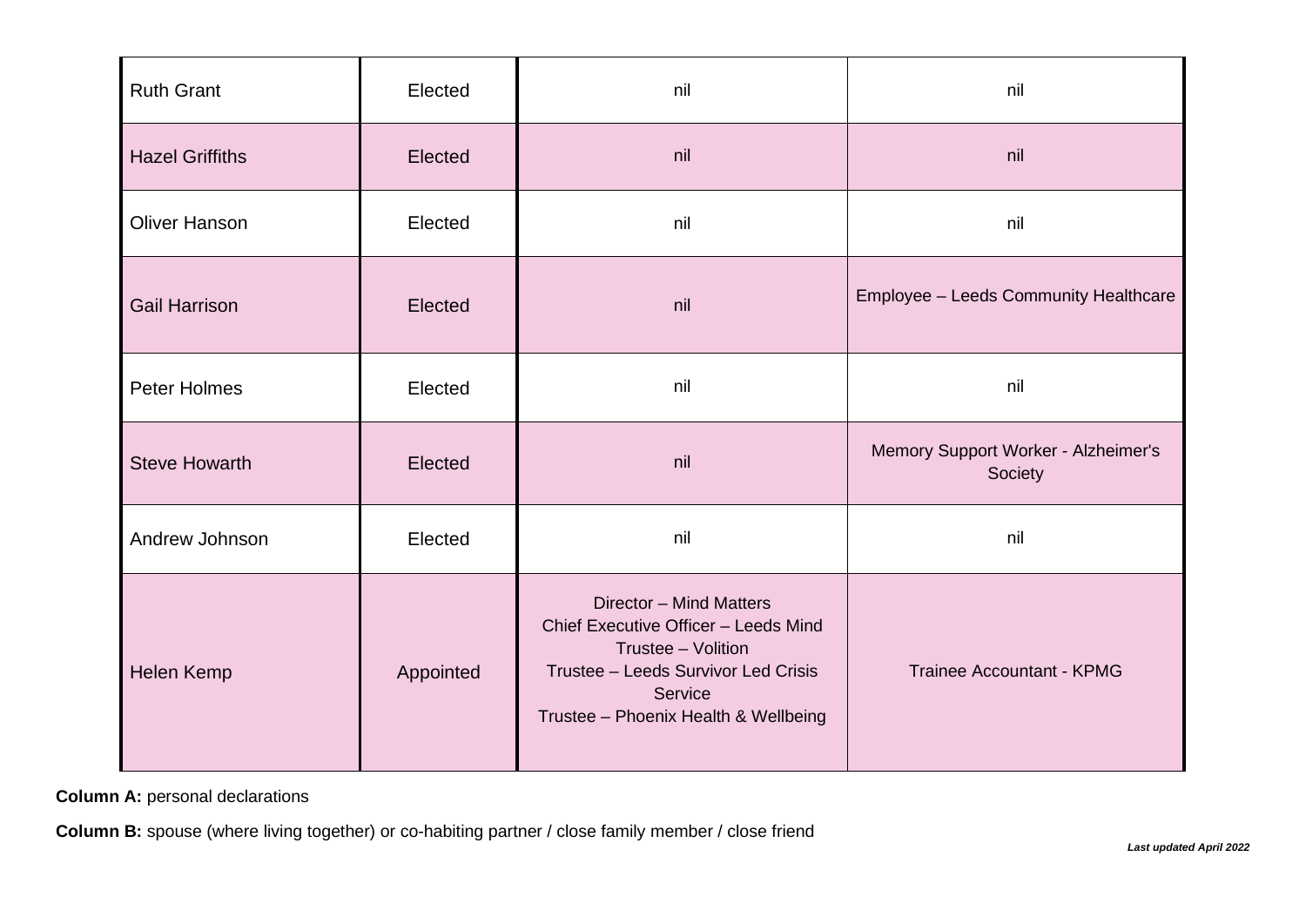| | | | |
|---|---|---|---|
| Ruth Grant | Elected | nil | nil |
| Hazel Griffiths | Elected | nil | nil |
| Oliver Hanson | Elected | nil | nil |
| Gail Harrison | Elected | nil | Employee – Leeds Community Healthcare |
| Peter Holmes | Elected | nil | nil |
| Steve Howarth | Elected | nil | Memory Support Worker - Alzheimer's Society |
| Andrew Johnson | Elected | nil | nil |
| Helen Kemp | Appointed | Director – Mind Matters<br>Chief Executive Officer – Leeds Mind<br>Trustee – Volition<br>Trustee – Leeds Survivor Led Crisis Service<br>Trustee – Phoenix Health & Wellbeing | Trainee Accountant - KPMG |

**Column A:** personal declarations

**Column B:** spouse (where living together) or co-habiting partner / close family member / close friend

***Last updated April 2022***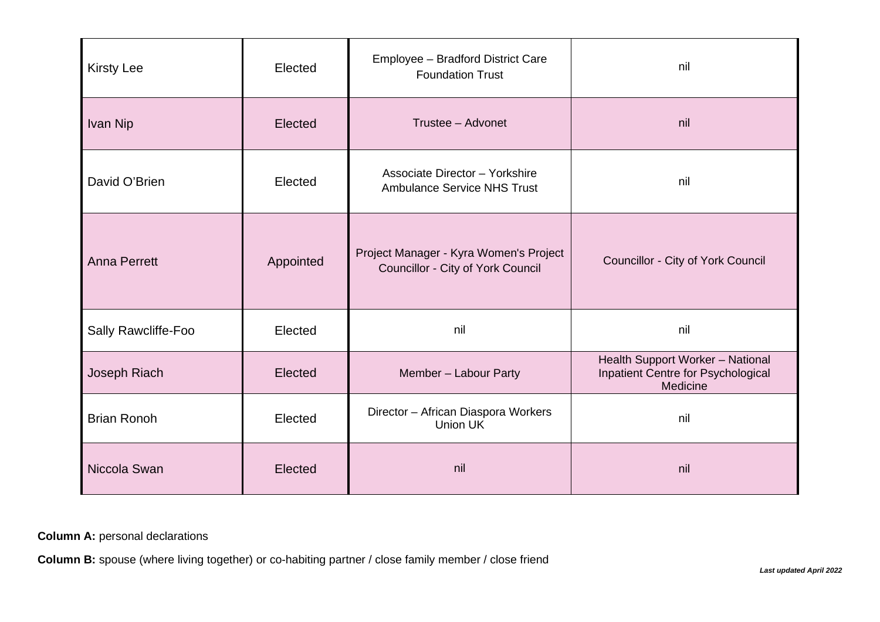| | | | |
|---|---|---|---|
| Kirsty Lee | Elected | Employee – Bradford District Care Foundation Trust | nil |
| Ivan Nip | Elected | Trustee – Advonet | nil |
| David O'Brien | Elected | Associate Director – Yorkshire Ambulance Service NHS Trust | nil |
| Anna Perrett | Appointed | Project Manager - Kyra Women's Project<br>Councillor - City of York Council | Councillor - City of York Council |
| Sally Rawcliffe-Foo | Elected | nil | nil |
| Joseph Riach | Elected | Member – Labour Party | Health Support Worker – National Inpatient Centre for Psychological Medicine |
| Brian Ronoh | Elected | Director – African Diaspora Workers Union UK | nil |
| Niccola Swan | Elected | nil | nil |

**Column A:** personal declarations

**Column B:** spouse (where living together) or co-habiting partner / close family member / close friend

***Last updated April 2022***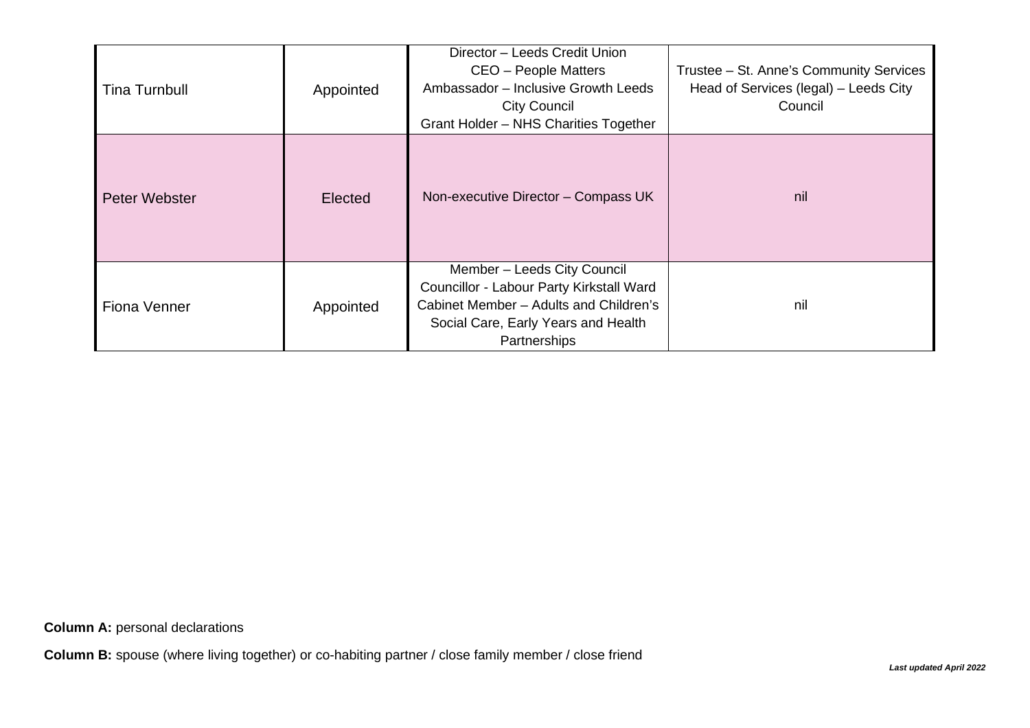| | | | |
|---|---|---|---|
| Tina Turnbull | Appointed | Director – Leeds Credit Union<br>CEO – People Matters<br>Ambassador – Inclusive Growth Leeds City Council<br>Grant Holder – NHS Charities Together | Trustee – St. Anne's Community Services<br>Head of Services (legal) – Leeds City Council |
| Peter Webster | Elected | Non-executive Director – Compass UK | nil |
| Fiona Venner | Appointed | Member – Leeds City Council<br>Councillor - Labour Party Kirkstall Ward<br>Cabinet Member – Adults and Children's Social Care, Early Years and Health Partnerships | nil |

**Column A:** personal declarations

**Column B:** spouse (where living together) or co-habiting partner / close family member / close friend

***Last updated April 2022***